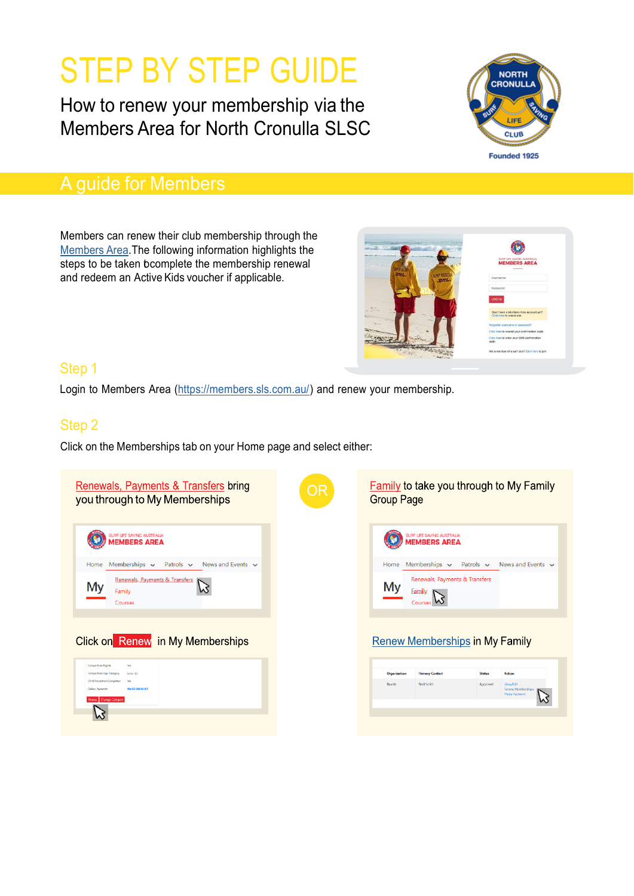# STEP BY STEP GUIDE

How to renew your membership via the Members Area for North Cronulla SLSC

## A guide for Members

Members can renew their club membership through the Members Area. The following information highlights the steps to be taken to complete the membership renewal and redeem an Active Kids voucher if applicable.

### Step 1

Login to Members Area (https://members.sls.com.au/) and renew your membership.

### Step 2

Click on the Memberships tab on your Home page and select either:

Renewals, Payments & Transfers bring you through to My Memberships

Click on Renew in My Memberships

OR

Family to take you through to My Family Group Page

Renew Memberships in My Family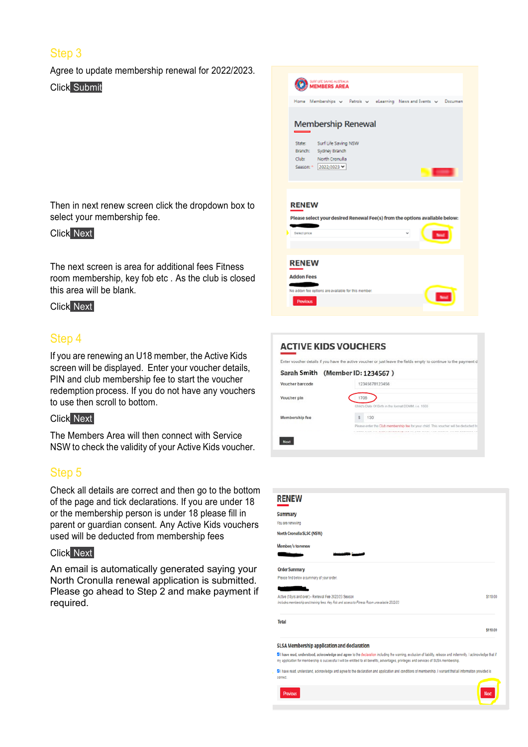## Step 3

Agree to update membership renewal for 2022/2023.

Click **Submit**

Then in next renew screen click the dropdown box to select your membership fee.

Click **Next**

The next screen is area for additional fees Fitness room membership, key fob etc . As the club is closed this area will be blank.

Click **Next**

## Step 4

If you are renewing an U18 member, the Active Kids screen will be displayed. Enter your voucher details, PIN and club membership fee to start the voucher redemption process. If you do not have any vouchers to use then scroll to bottom.

Click **Next**

The Members Area will then connect with Service NSW to check the validity of your Active Kids voucher.

## Step 5

Check all details are correct and then go to the bottom of the page and tick declarations. If you are under 18 or the membership person is under 18 please fill in parent or guardian consent. Any Active Kids vouchers used will be deducted from membership fees

Click **Next**

An email is automatically generated saying your North Cronulla renewal application is submitted. Please go ahead to Step 2 and make payment if required.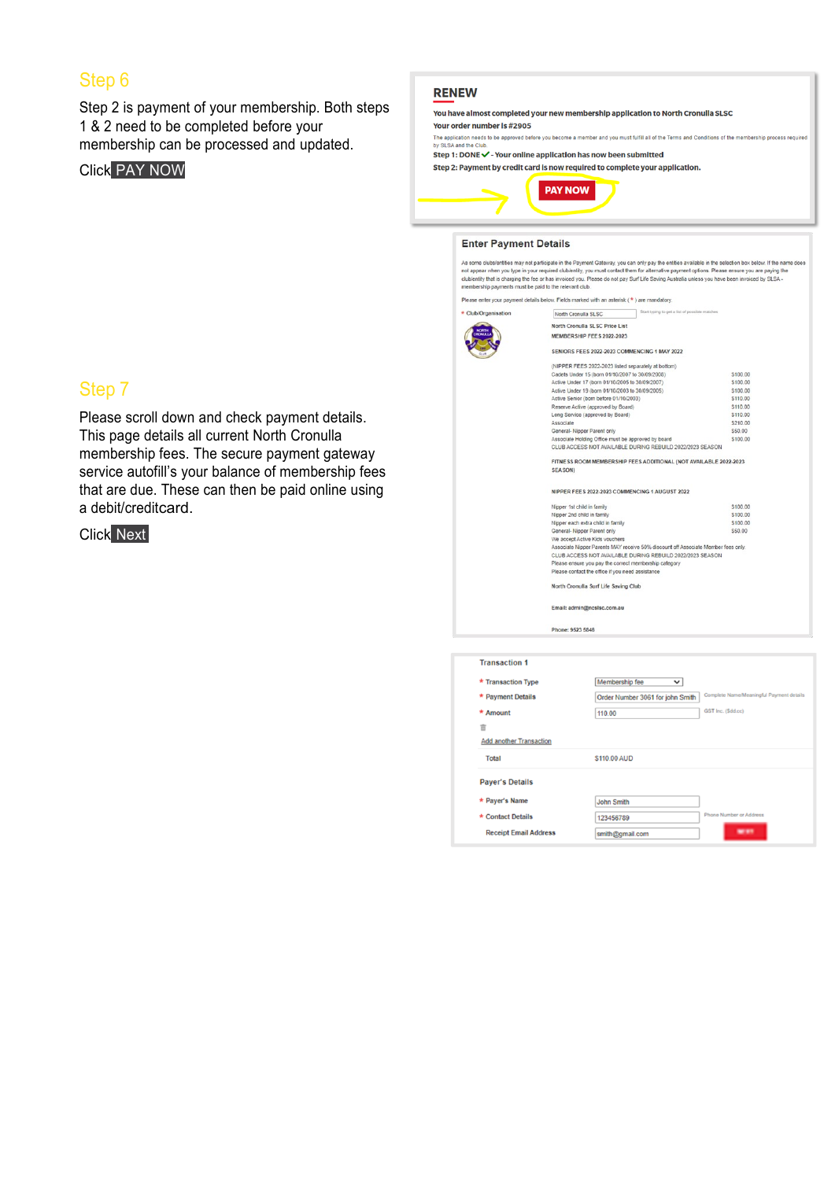## Step 6

Step 2 is payment of your membership. Both steps 1 & 2 need to be completed before your membership can be processed and updated.

Click **PAY NOW**

**RENEW**

You have almost completed your new membership application to North Cronulla SLSC

Your order number is #2905

The application needs to be approved before you become a member and you must fulfil all of the Terms and Conditions of the membership process required by SLSA and the Club.

Step 1: DONE ✓ - Your online application has now been submitted

Step 2: Payment by credit card is now required to complete your application.

PAY NOW

## Step 7

Please scroll down and check payment details. This page details all current North Cronulla membership fees. The secure payment gateway service autofill's your balance of membership fees that are due. These can then be paid online using a debit/creditcard.

Click **Next**

**Enter Payment Details**

As some clubs/entities may not participate in the Payment Gateway, you can only pay the entities available in the selection box below. If the name does not appear when you type in your required club/entity, you must contact them for alternative payment options. Please ensure you are paying the club/entity that is charging the fee or has invoiced you. Please do not pay Surf Life Saving Australia unless you have been invoiced by SLSA - membership payments must be paid to the relevant club.

Please enter your payment details below. Fields marked with an asterisk ( * ) are mandatory.

\* Club/Organisation: North Cronulla SLSC

North Cronulla SLSC Price List

MEMBERSHIP FEES 2022-2023

SENIORS FEES 2022-2023 COMMENCING 1 MAY 2022

(NIPPER FEES 2022-2023 listed separately at bottom)

| | |
|---|---|
| Cadets Under 15 (born 01/10/2007 to 30/09/2008) | $100.00 |
| Active Under 17 (born 01/10/2005 to 30/09/2007) | $100.00 |
| Active Under 19 (born 01/10/2003 to 30/09/2005) | $100.00 |
| Active Senior (born before 01/10/2003) | $110.00 |
| Reserve Active (approved by Board) | $110.00 |
| Long Service (approved by Board) | $110.00 |
| Associate | $210.00 |
| General- Nipper Parent only | $50.00 |
| Associate Holding Office must be approved by board | $100.00 |

CLUB ACCESS NOT AVAILABLE DURING REBUILD 2022/2023 SEASON

FITNESS ROOM MEMBERSHIP FEES ADDITIONAL (NOT AVAILABLE 2022-2023 SEASON)

NIPPER FEES 2022-2023 COMMENCING 1 AUGUST 2022

| | |
|---|---|
| Nipper 1st child in family | $100.00 |
| Nipper 2nd child in family | $100.00 |
| Nipper each extra child in family | $100.00 |
| General- Nipper Parent only | $50.00 |

We accept Active Kids vouchers

Associate Nipper Parents MAY receive 50% discount off Associate Member fees only

CLUB ACCESS NOT AVAILABLE DURING REBUILD 2022/2023 SEASON

Please ensure you pay the correct membership category

Please contact the office if you need assistance

North Cronulla Surf Life Saving Club

Email: admin@ncslsc.com.au

Phone: 9523 5846

**Transaction 1**

\* Transaction Type: Membership fee

\* Payment Details: Order Number 3061 for john Smith — Complete Name/Meaningful Payment details

\* Amount: 110.00 — GST inc. ($dd.cc)

Add another Transaction

Total: $110.00 AUD

**Payer's Details**

\* Payer's Name: John Smith

\* Contact Details: 123456789 — Phone Number or Address

Receipt Email Address: smith@gmail.com

NEXT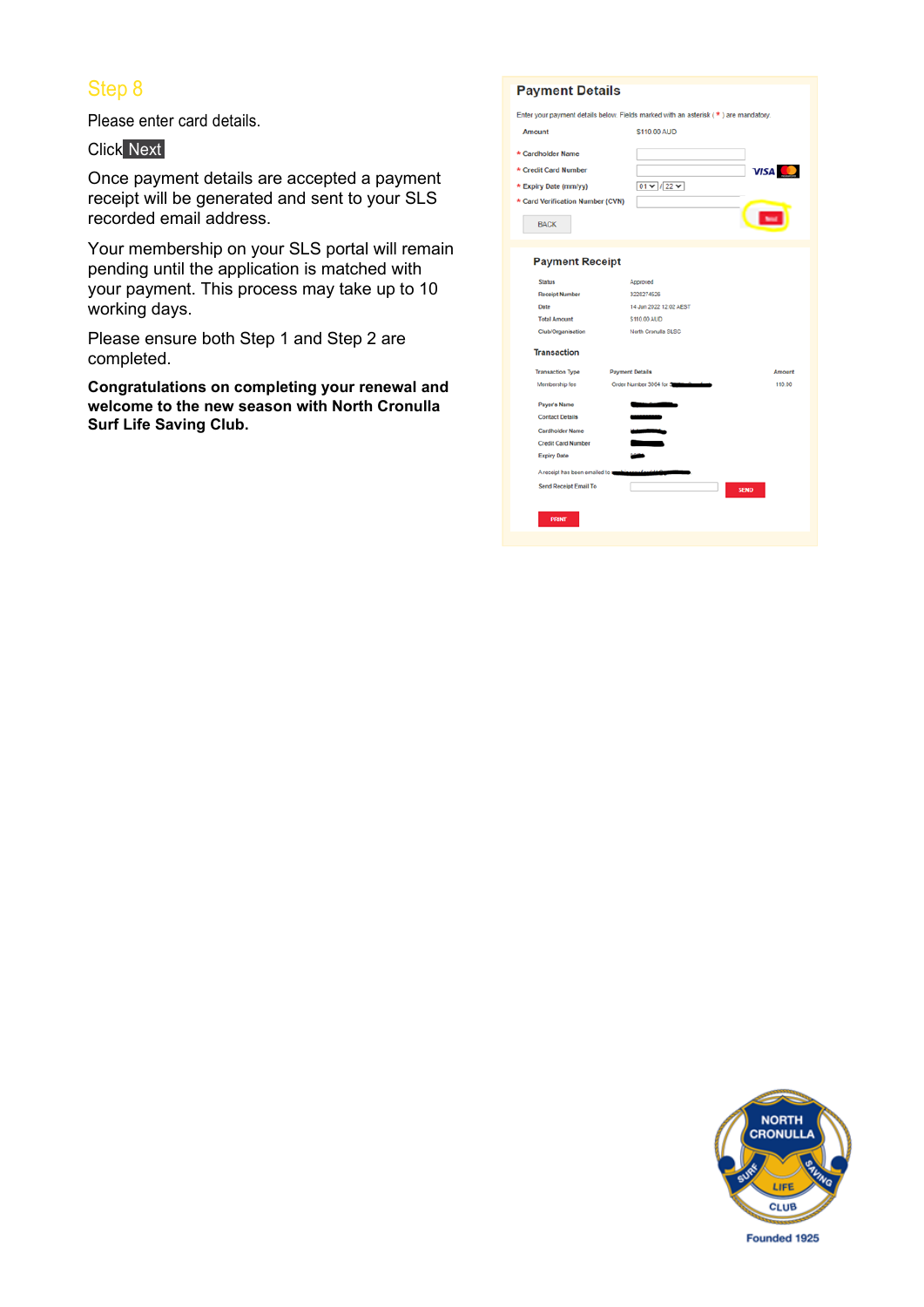## Step 8

Please enter card details.

Click Next

Once payment details are accepted a payment receipt will be generated and sent to your SLS recorded email address.

Your membership on your SLS portal will remain pending until the application is matched with your payment. This process may take up to 10 working days.

Please ensure both Step 1 and Step 2 are completed.

**Congratulations on completing your renewal and welcome to the new season with North Cronulla Surf Life Saving Club.**

### Payment Details

Enter your payment details below. Fields marked with an asterisk ( * ) are mandatory.

Amount $110.00 AUD

* Cardholder Name
* Credit Card Number
* Expiry Date (mm/yy) 01 / 22
* Card Verification Number (CVN)

BACK

### Payment Receipt

| | |
|---|---|
| Status | Approved |
| Receipt Number | 3228274528 |
| Date | 14 Jun 2022 12:02 AEST |
| Total Amount | $110.00 AUD |
| Club/Organisation | North Cronulla SLSC |

**Transaction**

| Transaction Type | Payment Details | Amount |
|---|---|---|
| Membership fee | Order Number 3004 for | 110.00 |

Payer's Name

Contact Details

Cardholder Name

Credit Card Number

Expiry Date

A receipt has been emailed to

Send Receipt Email To SEND

PRINT

NORTH CRONULLA SURF LIFE SAVING CLUB

Founded 1925